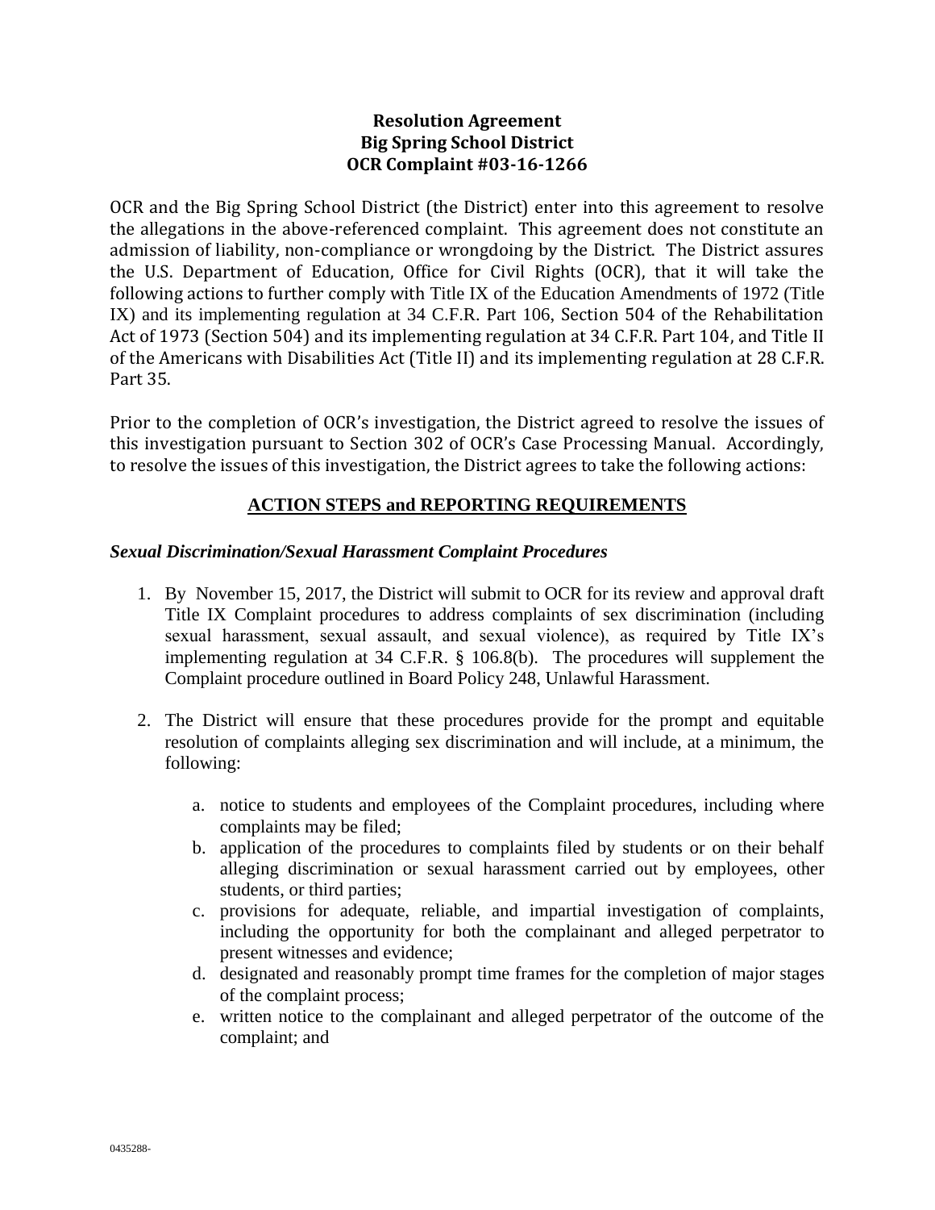# Resolution Agreement
# Big Spring School District
# OCR Complaint #03-16-1266

OCR and the Big Spring School District (the District) enter into this agreement to resolve the allegations in the above-referenced complaint. This agreement does not constitute an admission of liability, non-compliance or wrongdoing by the District. The District assures the U.S. Department of Education, Office for Civil Rights (OCR), that it will take the following actions to further comply with Title IX of the Education Amendments of 1972 (Title IX) and its implementing regulation at 34 C.F.R. Part 106, Section 504 of the Rehabilitation Act of 1973 (Section 504) and its implementing regulation at 34 C.F.R. Part 104, and Title II of the Americans with Disabilities Act (Title II) and its implementing regulation at 28 C.F.R. Part 35.

Prior to the completion of OCR's investigation, the District agreed to resolve the issues of this investigation pursuant to Section 302 of OCR's Case Processing Manual. Accordingly, to resolve the issues of this investigation, the District agrees to take the following actions:

## ACTION STEPS and REPORTING REQUIREMENTS

### *Sexual Discrimination/Sexual Harassment Complaint Procedures*

1. By November 15, 2017, the District will submit to OCR for its review and approval draft Title IX Complaint procedures to address complaints of sex discrimination (including sexual harassment, sexual assault, and sexual violence), as required by Title IX's implementing regulation at 34 C.F.R. § 106.8(b). The procedures will supplement the Complaint procedure outlined in Board Policy 248, Unlawful Harassment.

2. The District will ensure that these procedures provide for the prompt and equitable resolution of complaints alleging sex discrimination and will include, at a minimum, the following:

    a. notice to students and employees of the Complaint procedures, including where complaints may be filed;
    b. application of the procedures to complaints filed by students or on their behalf alleging discrimination or sexual harassment carried out by employees, other students, or third parties;
    c. provisions for adequate, reliable, and impartial investigation of complaints, including the opportunity for both the complainant and alleged perpetrator to present witnesses and evidence;
    d. designated and reasonably prompt time frames for the completion of major stages of the complaint process;
    e. written notice to the complainant and alleged perpetrator of the outcome of the complaint; and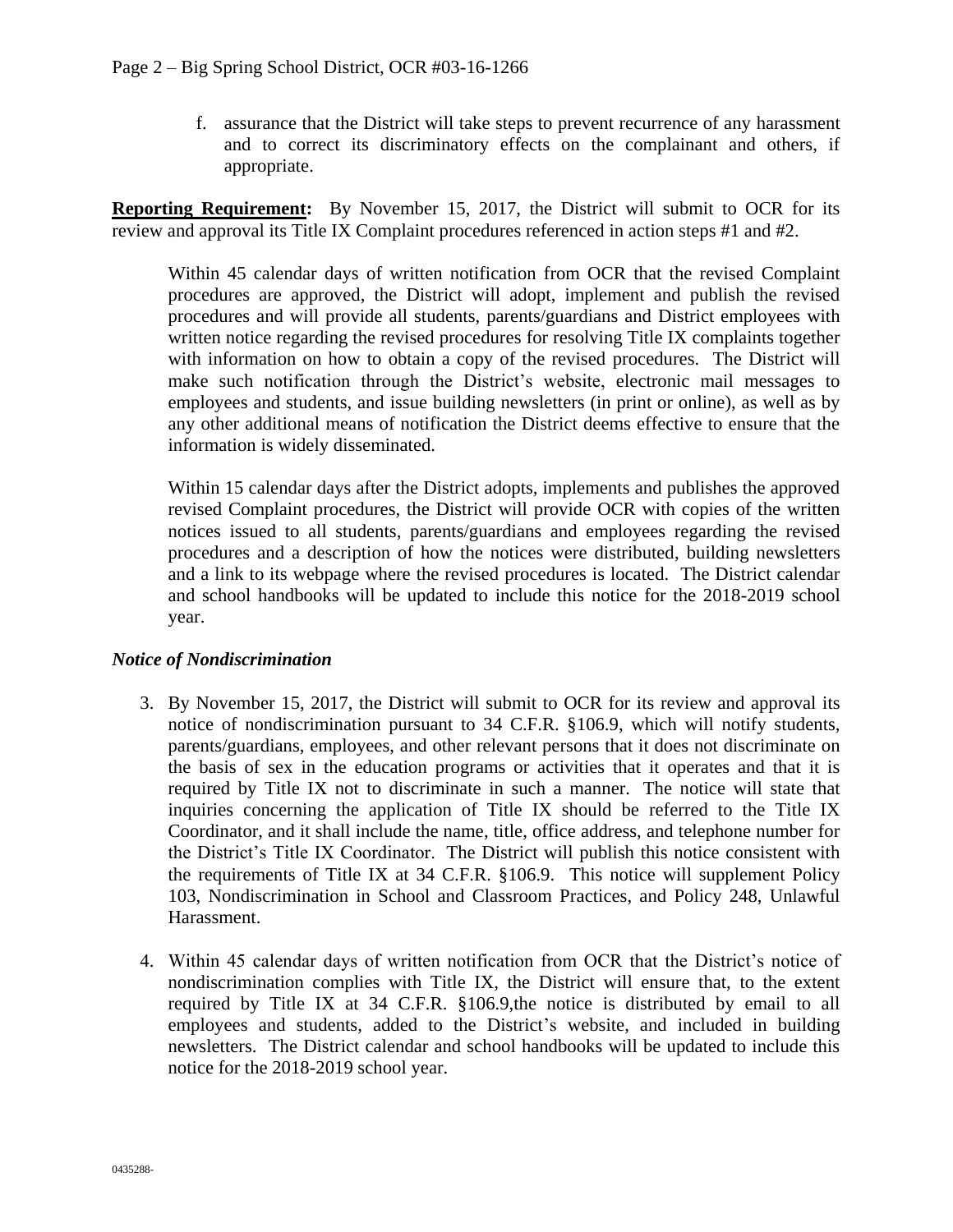f. assurance that the District will take steps to prevent recurrence of any harassment and to correct its discriminatory effects on the complainant and others, if appropriate.

**Reporting Requirement:** By November 15, 2017, the District will submit to OCR for its review and approval its Title IX Complaint procedures referenced in action steps #1 and #2.

Within 45 calendar days of written notification from OCR that the revised Complaint procedures are approved, the District will adopt, implement and publish the revised procedures and will provide all students, parents/guardians and District employees with written notice regarding the revised procedures for resolving Title IX complaints together with information on how to obtain a copy of the revised procedures. The District will make such notification through the District's website, electronic mail messages to employees and students, and issue building newsletters (in print or online), as well as by any other additional means of notification the District deems effective to ensure that the information is widely disseminated.

Within 15 calendar days after the District adopts, implements and publishes the approved revised Complaint procedures, the District will provide OCR with copies of the written notices issued to all students, parents/guardians and employees regarding the revised procedures and a description of how the notices were distributed, building newsletters and a link to its webpage where the revised procedures is located. The District calendar and school handbooks will be updated to include this notice for the 2018-2019 school year.

***Notice of Nondiscrimination***

3. By November 15, 2017, the District will submit to OCR for its review and approval its notice of nondiscrimination pursuant to 34 C.F.R. §106.9, which will notify students, parents/guardians, employees, and other relevant persons that it does not discriminate on the basis of sex in the education programs or activities that it operates and that it is required by Title IX not to discriminate in such a manner. The notice will state that inquiries concerning the application of Title IX should be referred to the Title IX Coordinator, and it shall include the name, title, office address, and telephone number for the District's Title IX Coordinator. The District will publish this notice consistent with the requirements of Title IX at 34 C.F.R. §106.9. This notice will supplement Policy 103, Nondiscrimination in School and Classroom Practices, and Policy 248, Unlawful Harassment.

4. Within 45 calendar days of written notification from OCR that the District's notice of nondiscrimination complies with Title IX, the District will ensure that, to the extent required by Title IX at 34 C.F.R. §106.9,the notice is distributed by email to all employees and students, added to the District's website, and included in building newsletters. The District calendar and school handbooks will be updated to include this notice for the 2018-2019 school year.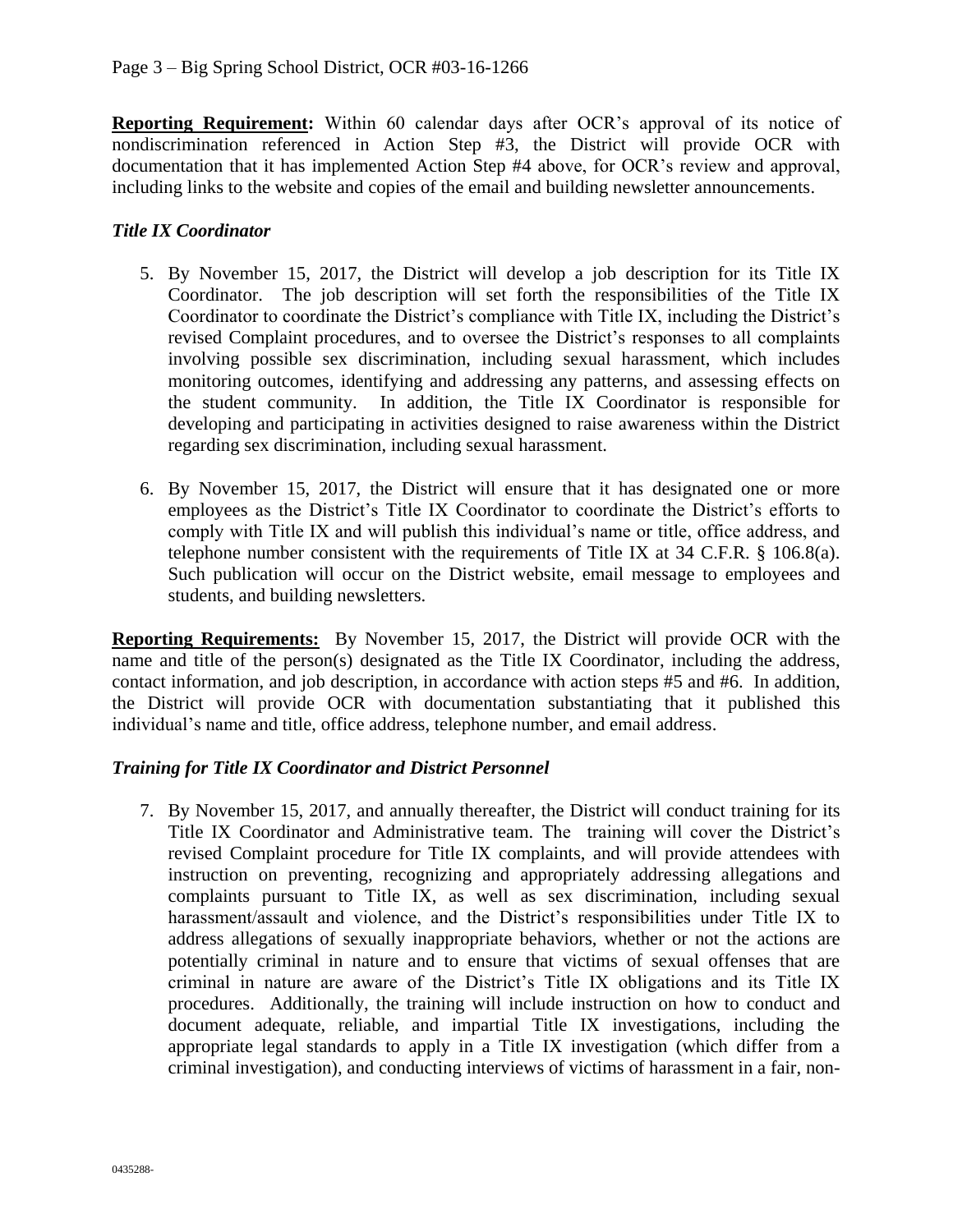**Reporting Requirement:** Within 60 calendar days after OCR's approval of its notice of nondiscrimination referenced in Action Step #3, the District will provide OCR with documentation that it has implemented Action Step #4 above, for OCR's review and approval, including links to the website and copies of the email and building newsletter announcements.

### *Title IX Coordinator*

5. By November 15, 2017, the District will develop a job description for its Title IX Coordinator. The job description will set forth the responsibilities of the Title IX Coordinator to coordinate the District's compliance with Title IX, including the District's revised Complaint procedures, and to oversee the District's responses to all complaints involving possible sex discrimination, including sexual harassment, which includes monitoring outcomes, identifying and addressing any patterns, and assessing effects on the student community. In addition, the Title IX Coordinator is responsible for developing and participating in activities designed to raise awareness within the District regarding sex discrimination, including sexual harassment.

6. By November 15, 2017, the District will ensure that it has designated one or more employees as the District's Title IX Coordinator to coordinate the District's efforts to comply with Title IX and will publish this individual's name or title, office address, and telephone number consistent with the requirements of Title IX at 34 C.F.R. § 106.8(a). Such publication will occur on the District website, email message to employees and students, and building newsletters.

**Reporting Requirements:** By November 15, 2017, the District will provide OCR with the name and title of the person(s) designated as the Title IX Coordinator, including the address, contact information, and job description, in accordance with action steps #5 and #6. In addition, the District will provide OCR with documentation substantiating that it published this individual's name and title, office address, telephone number, and email address.

### *Training for Title IX Coordinator and District Personnel*

7. By November 15, 2017, and annually thereafter, the District will conduct training for its Title IX Coordinator and Administrative team. The training will cover the District's revised Complaint procedure for Title IX complaints, and will provide attendees with instruction on preventing, recognizing and appropriately addressing allegations and complaints pursuant to Title IX, as well as sex discrimination, including sexual harassment/assault and violence, and the District's responsibilities under Title IX to address allegations of sexually inappropriate behaviors, whether or not the actions are potentially criminal in nature and to ensure that victims of sexual offenses that are criminal in nature are aware of the District's Title IX obligations and its Title IX procedures. Additionally, the training will include instruction on how to conduct and document adequate, reliable, and impartial Title IX investigations, including the appropriate legal standards to apply in a Title IX investigation (which differ from a criminal investigation), and conducting interviews of victims of harassment in a fair, non-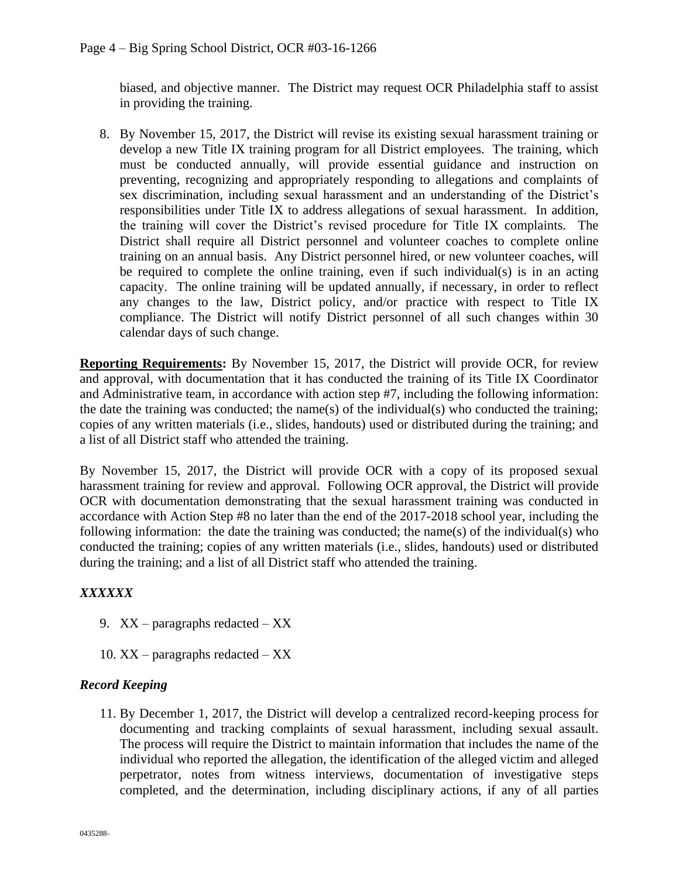biased, and objective manner. The District may request OCR Philadelphia staff to assist in providing the training.

8. By November 15, 2017, the District will revise its existing sexual harassment training or develop a new Title IX training program for all District employees. The training, which must be conducted annually, will provide essential guidance and instruction on preventing, recognizing and appropriately responding to allegations and complaints of sex discrimination, including sexual harassment and an understanding of the District's responsibilities under Title IX to address allegations of sexual harassment. In addition, the training will cover the District's revised procedure for Title IX complaints. The District shall require all District personnel and volunteer coaches to complete online training on an annual basis. Any District personnel hired, or new volunteer coaches, will be required to complete the online training, even if such individual(s) is in an acting capacity. The online training will be updated annually, if necessary, in order to reflect any changes to the law, District policy, and/or practice with respect to Title IX compliance. The District will notify District personnel of all such changes within 30 calendar days of such change.

**Reporting Requirements:** By November 15, 2017, the District will provide OCR, for review and approval, with documentation that it has conducted the training of its Title IX Coordinator and Administrative team, in accordance with action step #7, including the following information: the date the training was conducted; the name(s) of the individual(s) who conducted the training; copies of any written materials (i.e., slides, handouts) used or distributed during the training; and a list of all District staff who attended the training.

By November 15, 2017, the District will provide OCR with a copy of its proposed sexual harassment training for review and approval. Following OCR approval, the District will provide OCR with documentation demonstrating that the sexual harassment training was conducted in accordance with Action Step #8 no later than the end of the 2017-2018 school year, including the following information: the date the training was conducted; the name(s) of the individual(s) who conducted the training; copies of any written materials (i.e., slides, handouts) used or distributed during the training; and a list of all District staff who attended the training.

### *XXXXXX*

9. XX – paragraphs redacted – XX

10. XX – paragraphs redacted – XX

### *Record Keeping*

11. By December 1, 2017, the District will develop a centralized record-keeping process for documenting and tracking complaints of sexual harassment, including sexual assault. The process will require the District to maintain information that includes the name of the individual who reported the allegation, the identification of the alleged victim and alleged perpetrator, notes from witness interviews, documentation of investigative steps completed, and the determination, including disciplinary actions, if any of all parties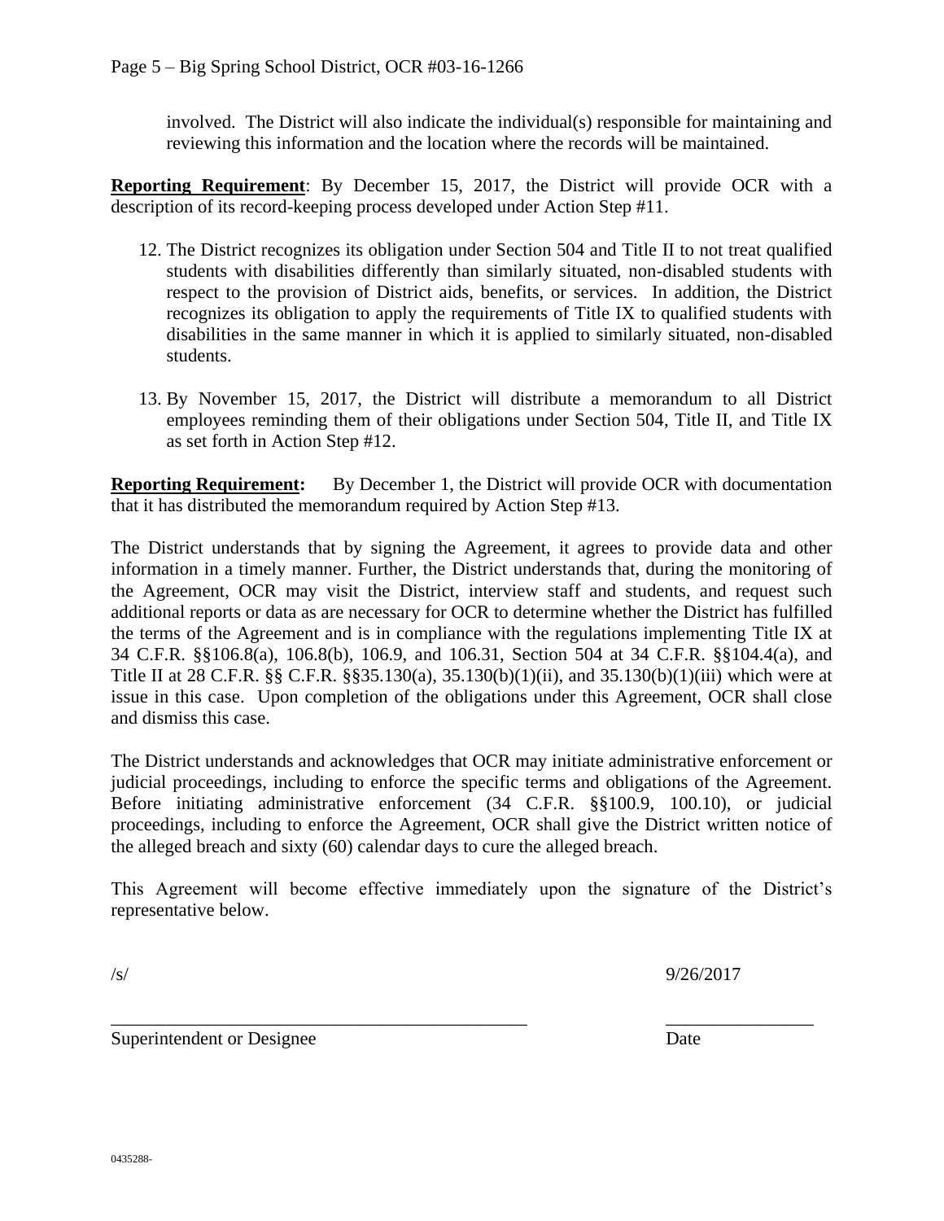involved. The District will also indicate the individual(s) responsible for maintaining and reviewing this information and the location where the records will be maintained.

**Reporting Requirement**: By December 15, 2017, the District will provide OCR with a description of its record-keeping process developed under Action Step #11.

12. The District recognizes its obligation under Section 504 and Title II to not treat qualified students with disabilities differently than similarly situated, non-disabled students with respect to the provision of District aids, benefits, or services. In addition, the District recognizes its obligation to apply the requirements of Title IX to qualified students with disabilities in the same manner in which it is applied to similarly situated, non-disabled students.

13. By November 15, 2017, the District will distribute a memorandum to all District employees reminding them of their obligations under Section 504, Title II, and Title IX as set forth in Action Step #12.

**Reporting Requirement:** By December 1, the District will provide OCR with documentation that it has distributed the memorandum required by Action Step #13.

The District understands that by signing the Agreement, it agrees to provide data and other information in a timely manner. Further, the District understands that, during the monitoring of the Agreement, OCR may visit the District, interview staff and students, and request such additional reports or data as are necessary for OCR to determine whether the District has fulfilled the terms of the Agreement and is in compliance with the regulations implementing Title IX at 34 C.F.R. §§106.8(a), 106.8(b), 106.9, and 106.31, Section 504 at 34 C.F.R. §§104.4(a), and Title II at 28 C.F.R. §§ C.F.R. §§35.130(a), 35.130(b)(1)(ii), and 35.130(b)(1)(iii) which were at issue in this case. Upon completion of the obligations under this Agreement, OCR shall close and dismiss this case.

The District understands and acknowledges that OCR may initiate administrative enforcement or judicial proceedings, including to enforce the specific terms and obligations of the Agreement. Before initiating administrative enforcement (34 C.F.R. §§100.9, 100.10), or judicial proceedings, including to enforce the Agreement, OCR shall give the District written notice of the alleged breach and sixty (60) calendar days to cure the alleged breach.

This Agreement will become effective immediately upon the signature of the District's representative below.

/s/ 9/26/2017

_______________________________________________ ________________

Superintendent or Designee Date

0435288-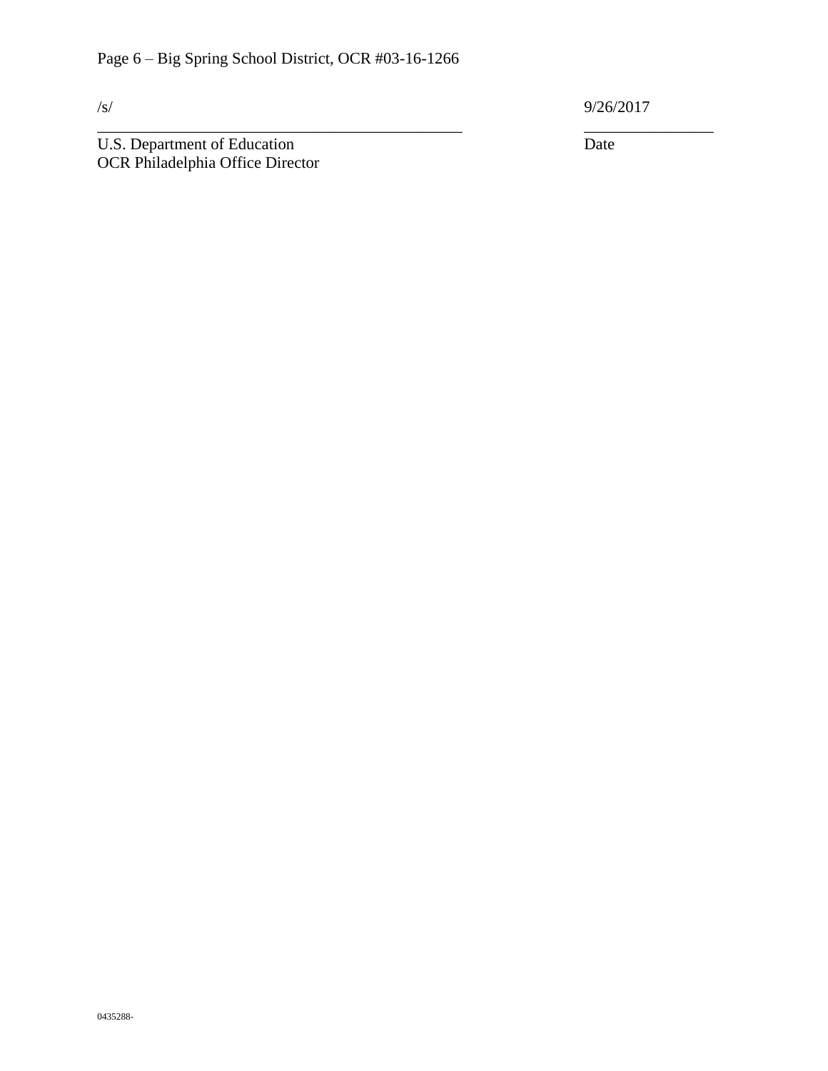/s/ 9/26/2017

\_\_\_\_\_\_\_\_\_\_\_\_\_\_\_\_\_\_\_\_\_\_\_\_\_\_\_\_\_\_\_\_\_\_\_\_\_\_\_\_\_\_\_\_\_ \_\_\_\_\_\_\_\_\_\_\_\_\_\_\_\_

U.S. Department of Education Date
OCR Philadelphia Office Director

0435288-